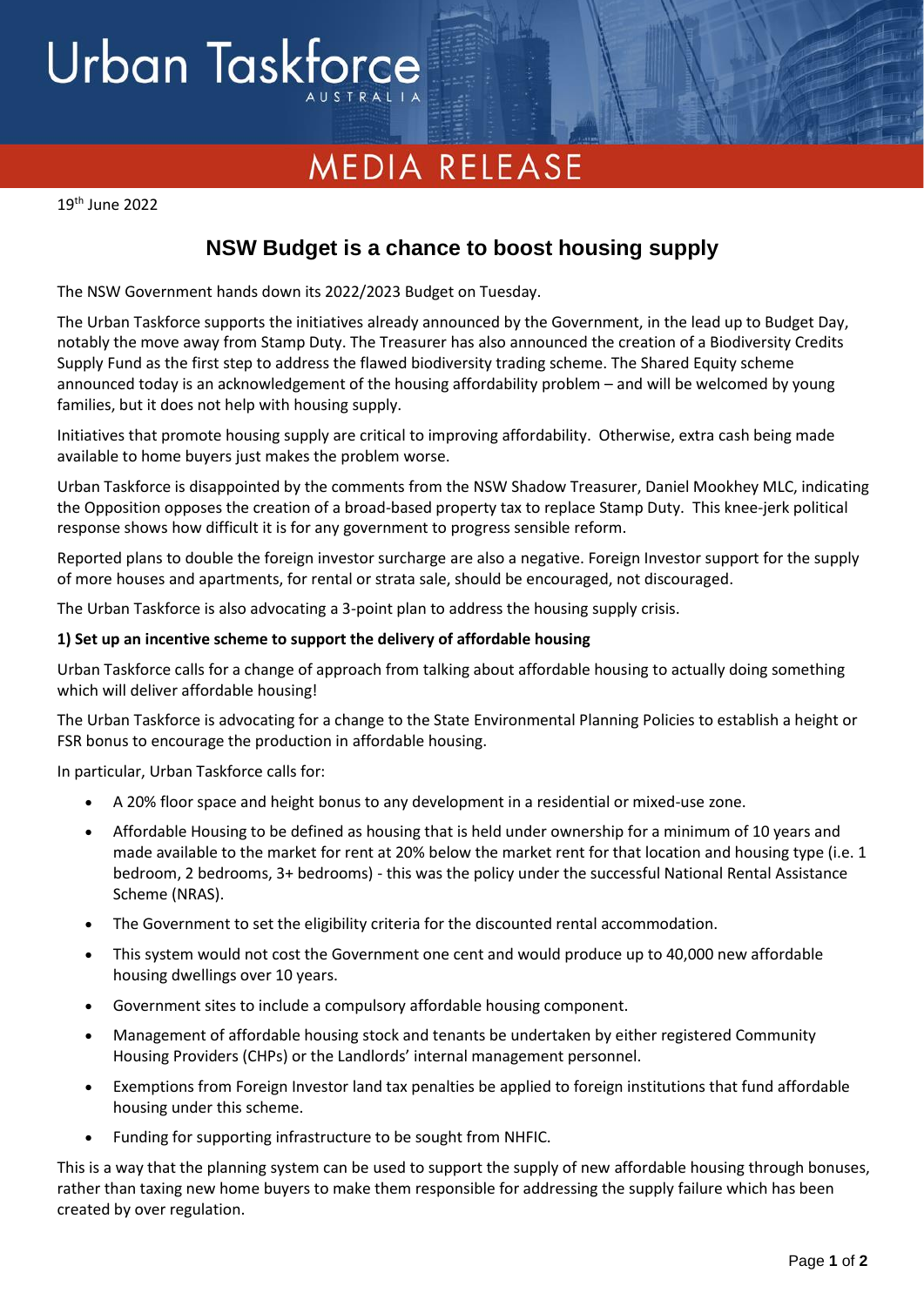Urban Taskforce AUSTRALIA

MEDIA RELEASE

19th June 2022

# NSW Budget is a chance to boost housing supply

The NSW Government hands down its 2022/2023 Budget on Tuesday.

The Urban Taskforce supports the initiatives already announced by the Government, in the lead up to Budget Day, notably the move away from Stamp Duty. The Treasurer has also announced the creation of a Biodiversity Credits Supply Fund as the first step to address the flawed biodiversity trading scheme. The Shared Equity scheme announced today is an acknowledgement of the housing affordability problem – and will be welcomed by young families, but it does not help with housing supply.

Initiatives that promote housing supply are critical to improving affordability. Otherwise, extra cash being made available to home buyers just makes the problem worse.

Urban Taskforce is disappointed by the comments from the NSW Shadow Treasurer, Daniel Mookhey MLC, indicating the Opposition opposes the creation of a broad-based property tax to replace Stamp Duty. This knee-jerk political response shows how difficult it is for any government to progress sensible reform.

Reported plans to double the foreign investor surcharge are also a negative. Foreign Investor support for the supply of more houses and apartments, for rental or strata sale, should be encouraged, not discouraged.

The Urban Taskforce is also advocating a 3-point plan to address the housing supply crisis.

**1) Set up an incentive scheme to support the delivery of affordable housing**

Urban Taskforce calls for a change of approach from talking about affordable housing to actually doing something which will deliver affordable housing!

The Urban Taskforce is advocating for a change to the State Environmental Planning Policies to establish a height or FSR bonus to encourage the production in affordable housing.

In particular, Urban Taskforce calls for:

- A 20% floor space and height bonus to any development in a residential or mixed-use zone.
- Affordable Housing to be defined as housing that is held under ownership for a minimum of 10 years and made available to the market for rent at 20% below the market rent for that location and housing type (i.e. 1 bedroom, 2 bedrooms, 3+ bedrooms) - this was the policy under the successful National Rental Assistance Scheme (NRAS).
- The Government to set the eligibility criteria for the discounted rental accommodation.
- This system would not cost the Government one cent and would produce up to 40,000 new affordable housing dwellings over 10 years.
- Government sites to include a compulsory affordable housing component.
- Management of affordable housing stock and tenants be undertaken by either registered Community Housing Providers (CHPs) or the Landlords' internal management personnel.
- Exemptions from Foreign Investor land tax penalties be applied to foreign institutions that fund affordable housing under this scheme.
- Funding for supporting infrastructure to be sought from NHFIC.

This is a way that the planning system can be used to support the supply of new affordable housing through bonuses, rather than taxing new home buyers to make them responsible for addressing the supply failure which has been created by over regulation.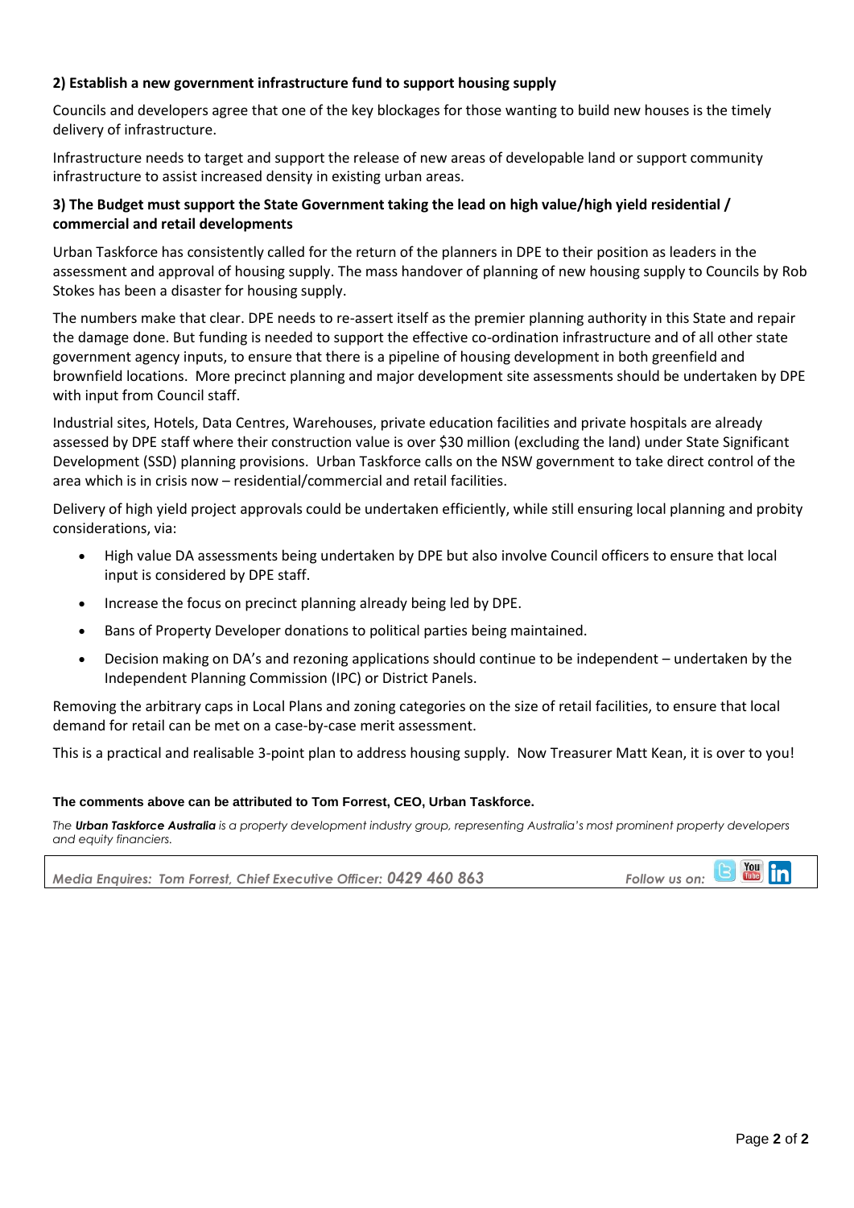**2) Establish a new government infrastructure fund to support housing supply**

Councils and developers agree that one of the key blockages for those wanting to build new houses is the timely delivery of infrastructure.

Infrastructure needs to target and support the release of new areas of developable land or support community infrastructure to assist increased density in existing urban areas.

**3) The Budget must support the State Government taking the lead on high value/high yield residential / commercial and retail developments**

Urban Taskforce has consistently called for the return of the planners in DPE to their position as leaders in the assessment and approval of housing supply. The mass handover of planning of new housing supply to Councils by Rob Stokes has been a disaster for housing supply.

The numbers make that clear. DPE needs to re-assert itself as the premier planning authority in this State and repair the damage done. But funding is needed to support the effective co-ordination infrastructure and of all other state government agency inputs, to ensure that there is a pipeline of housing development in both greenfield and brownfield locations. More precinct planning and major development site assessments should be undertaken by DPE with input from Council staff.

Industrial sites, Hotels, Data Centres, Warehouses, private education facilities and private hospitals are already assessed by DPE staff where their construction value is over $30 million (excluding the land) under State Significant Development (SSD) planning provisions. Urban Taskforce calls on the NSW government to take direct control of the area which is in crisis now – residential/commercial and retail facilities.

Delivery of high yield project approvals could be undertaken efficiently, while still ensuring local planning and probity considerations, via:

- High value DA assessments being undertaken by DPE but also involve Council officers to ensure that local input is considered by DPE staff.
- Increase the focus on precinct planning already being led by DPE.
- Bans of Property Developer donations to political parties being maintained.
- Decision making on DA's and rezoning applications should continue to be independent – undertaken by the Independent Planning Commission (IPC) or District Panels.

Removing the arbitrary caps in Local Plans and zoning categories on the size of retail facilities, to ensure that local demand for retail can be met on a case-by-case merit assessment.

This is a practical and realisable 3-point plan to address housing supply. Now Treasurer Matt Kean, it is over to you!

**The comments above can be attributed to Tom Forrest, CEO, Urban Taskforce.**

*The **Urban Taskforce Australia** is a property development industry group, representing Australia's most prominent property developers and equity financiers.*

*Media Enquires: Tom Forrest, Chief Executive Officer:* ***0429 460 863*** *Follow us on:*